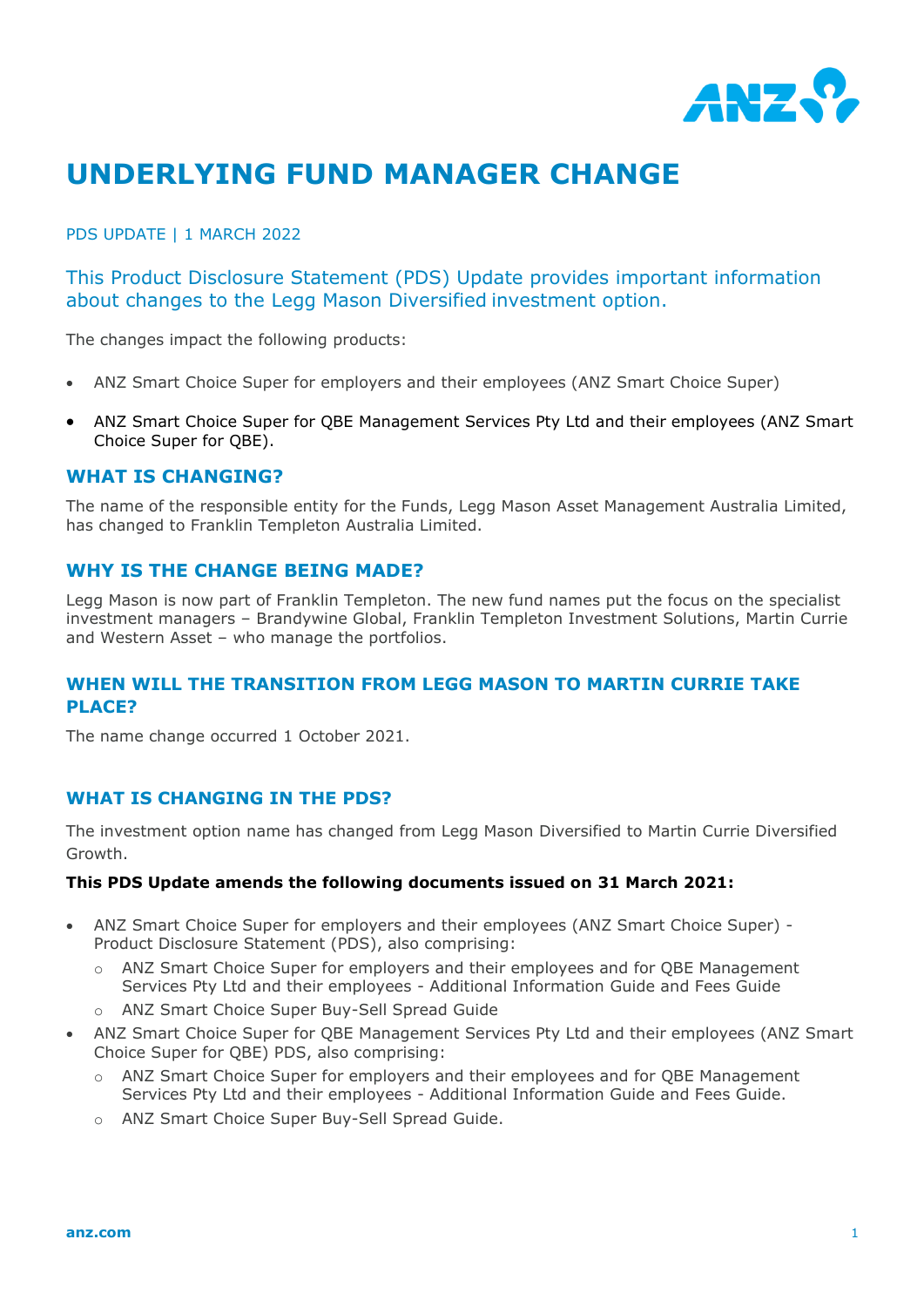# UNDERLYING FUND MANAGER CHANGE

PDS UPDATE | 1 MARCH 2022

This Product Disclosure Statement (PDS) Update provides important information about changes to the Legg Mason Diversified investment option.

The changes impact the following products:

- ANZ Smart Choice Super for employers and their employees (ANZ Smart Choice Super)
- ANZ Smart Choice Super for QBE Management Services Pty Ltd and their employees (ANZ Smart Choice Super for QBE).

## WHAT IS CHANGING?

The name of the responsible entity for the Funds, Legg Mason Asset Management Australia Limited, has changed to Franklin Templeton Australia Limited.

## WHY IS THE CHANGE BEING MADE?

Legg Mason is now part of Franklin Templeton. The new fund names put the focus on the specialist investment managers – Brandywine Global, Franklin Templeton Investment Solutions, Martin Currie and Western Asset – who manage the portfolios.

## WHEN WILL THE TRANSITION FROM LEGG MASON TO MARTIN CURRIE TAKE PLACE?

The name change occurred 1 October 2021.

## WHAT IS CHANGING IN THE PDS?

The investment option name has changed from Legg Mason Diversified to Martin Currie Diversified Growth.

**This PDS Update amends the following documents issued on 31 March 2021:**

- ANZ Smart Choice Super for employers and their employees (ANZ Smart Choice Super) - Product Disclosure Statement (PDS), also comprising:
  - ANZ Smart Choice Super for employers and their employees and for QBE Management Services Pty Ltd and their employees - Additional Information Guide and Fees Guide
  - ANZ Smart Choice Super Buy-Sell Spread Guide
- ANZ Smart Choice Super for QBE Management Services Pty Ltd and their employees (ANZ Smart Choice Super for QBE) PDS, also comprising:
  - ANZ Smart Choice Super for employers and their employees and for QBE Management Services Pty Ltd and their employees - Additional Information Guide and Fees Guide.
  - ANZ Smart Choice Super Buy-Sell Spread Guide.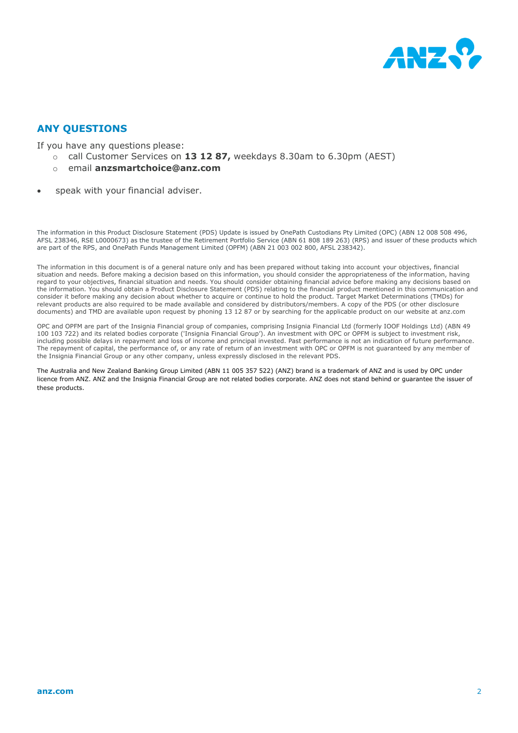## ANY QUESTIONS

If you have any questions please:

- call Customer Services on **13 12 87,** weekdays 8.30am to 6.30pm (AEST)
- email **anzsmartchoice@anz.com**

- speak with your financial adviser.

The information in this Product Disclosure Statement (PDS) Update is issued by OnePath Custodians Pty Limited (OPC) (ABN 12 008 508 496, AFSL 238346, RSE L0000673) as the trustee of the Retirement Portfolio Service (ABN 61 808 189 263) (RPS) and issuer of these products which are part of the RPS, and OnePath Funds Management Limited (OPFM) (ABN 21 003 002 800, AFSL 238342).

The information in this document is of a general nature only and has been prepared without taking into account your objectives, financial situation and needs. Before making a decision based on this information, you should consider the appropriateness of the information, having regard to your objectives, financial situation and needs. You should consider obtaining financial advice before making any decisions based on the information. You should obtain a Product Disclosure Statement (PDS) relating to the financial product mentioned in this communication and consider it before making any decision about whether to acquire or continue to hold the product. Target Market Determinations (TMDs) for relevant products are also required to be made available and considered by distributors/members. A copy of the PDS (or other disclosure documents) and TMD are available upon request by phoning 13 12 87 or by searching for the applicable product on our website at anz.com

OPC and OPFM are part of the Insignia Financial group of companies, comprising Insignia Financial Ltd (formerly IOOF Holdings Ltd) (ABN 49 100 103 722) and its related bodies corporate ('Insignia Financial Group'). An investment with OPC or OPFM is subject to investment risk, including possible delays in repayment and loss of income and principal invested. Past performance is not an indication of future performance. The repayment of capital, the performance of, or any rate of return of an investment with OPC or OPFM is not guaranteed by any member of the Insignia Financial Group or any other company, unless expressly disclosed in the relevant PDS.

The Australia and New Zealand Banking Group Limited (ABN 11 005 357 522) (ANZ) brand is a trademark of ANZ and is used by OPC under licence from ANZ. ANZ and the Insignia Financial Group are not related bodies corporate. ANZ does not stand behind or guarantee the issuer of these products.